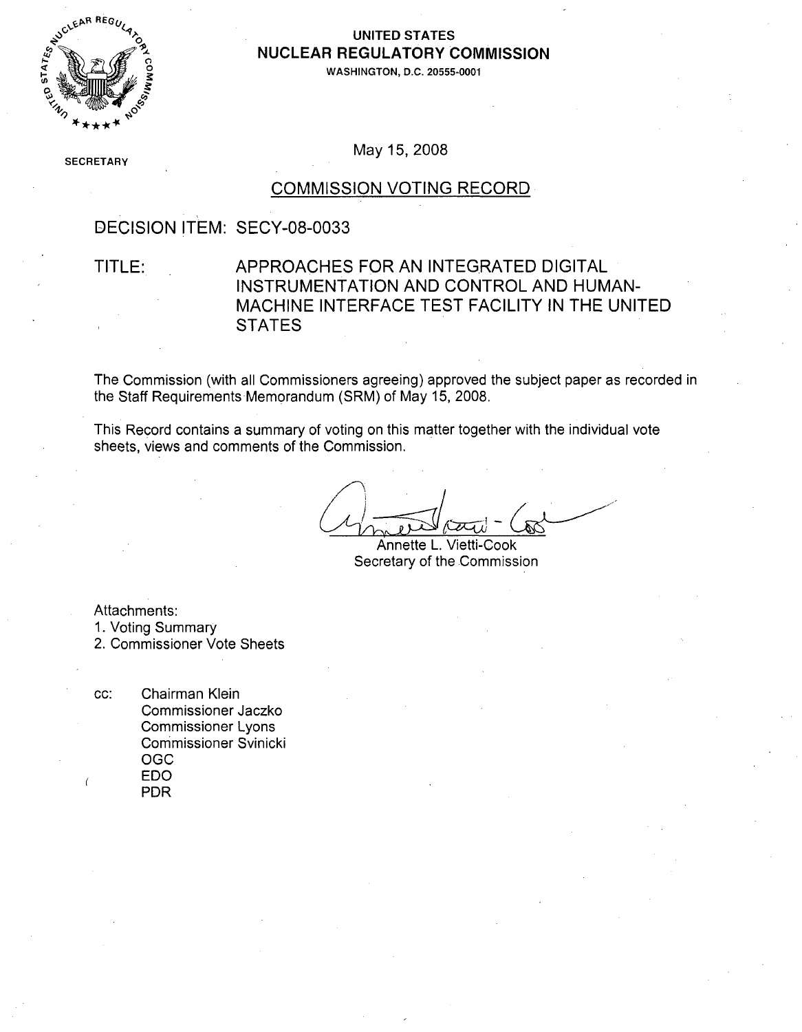**UNITED STATES**
**NUCLEAR REGULATORY COMMISSION**
WASHINGTON, D.C. 20555-0001

SECRETARY

May 15, 2008

## COMMISSION VOTING RECORD

DECISION ITEM: SECY-08-0033

TITLE: APPROACHES FOR AN INTEGRATED DIGITAL INSTRUMENTATION AND CONTROL AND HUMAN-MACHINE INTERFACE TEST FACILITY IN THE UNITED STATES

The Commission (with all Commissioners agreeing) approved the subject paper as recorded in the Staff Requirements Memorandum (SRM) of May 15, 2008.

This Record contains a summary of voting on this matter together with the individual vote sheets, views and comments of the Commission.

Annette L. Vietti-Cook
Secretary of the Commission

Attachments:
1. Voting Summary
2. Commissioner Vote Sheets

cc: Chairman Klein
Commissioner Jaczko
Commissioner Lyons
Commissioner Svinicki
OGC
EDO
PDR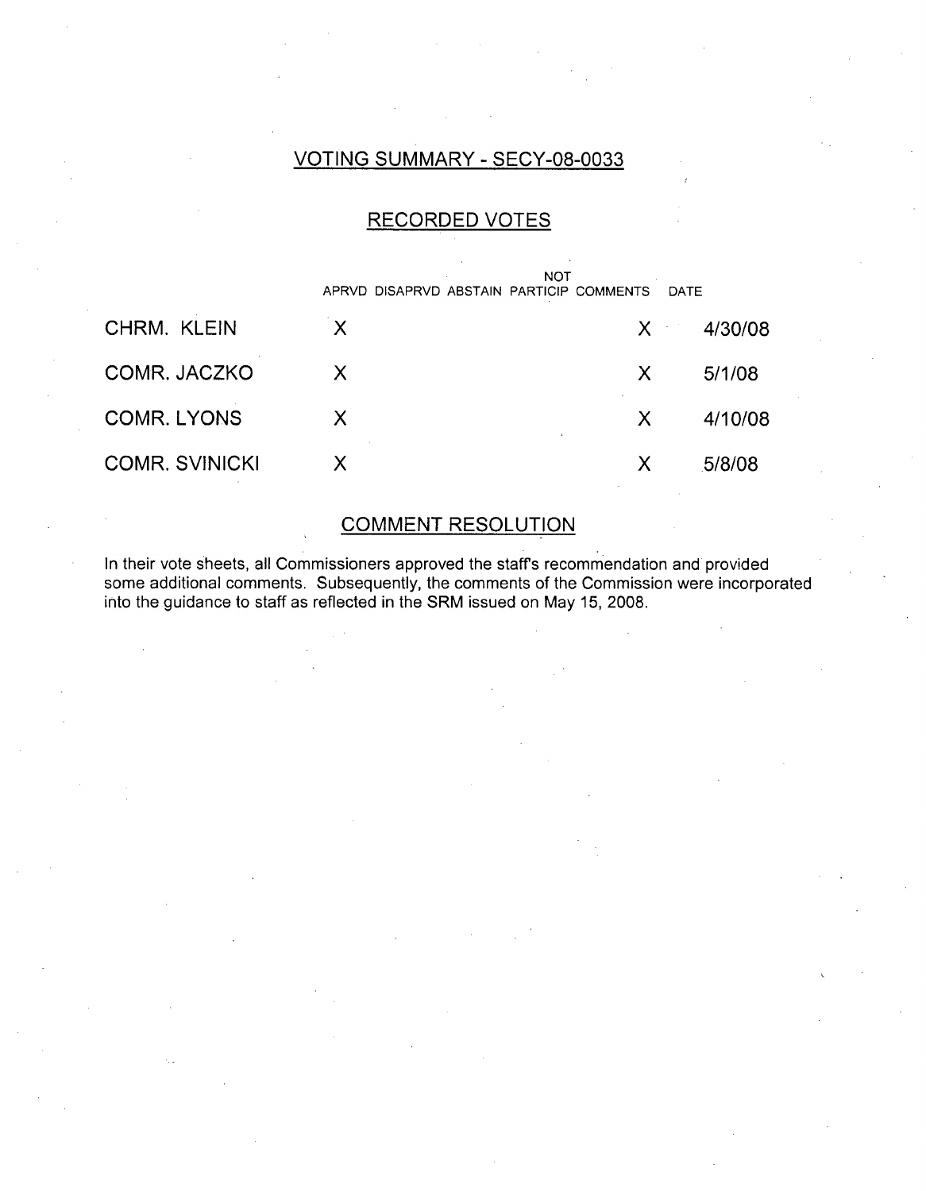## VOTING SUMMARY - SECY-08-0033

## RECORDED VOTES

| | APRVD | DISAPRVD | ABSTAIN | NOT PARTICIP | COMMENTS | DATE |
|---|---|---|---|---|---|---|
| CHRM. KLEIN | X | | | | X | 4/30/08 |
| COMR. JACZKO | X | | | | X | 5/1/08 |
| COMR. LYONS | X | | | | X | 4/10/08 |
| COMR. SVINICKI | X | | | | X | 5/8/08 |

## COMMENT RESOLUTION

In their vote sheets, all Commissioners approved the staff's recommendation and provided some additional comments. Subsequently, the comments of the Commission were incorporated into the guidance to staff as reflected in the SRM issued on May 15, 2008.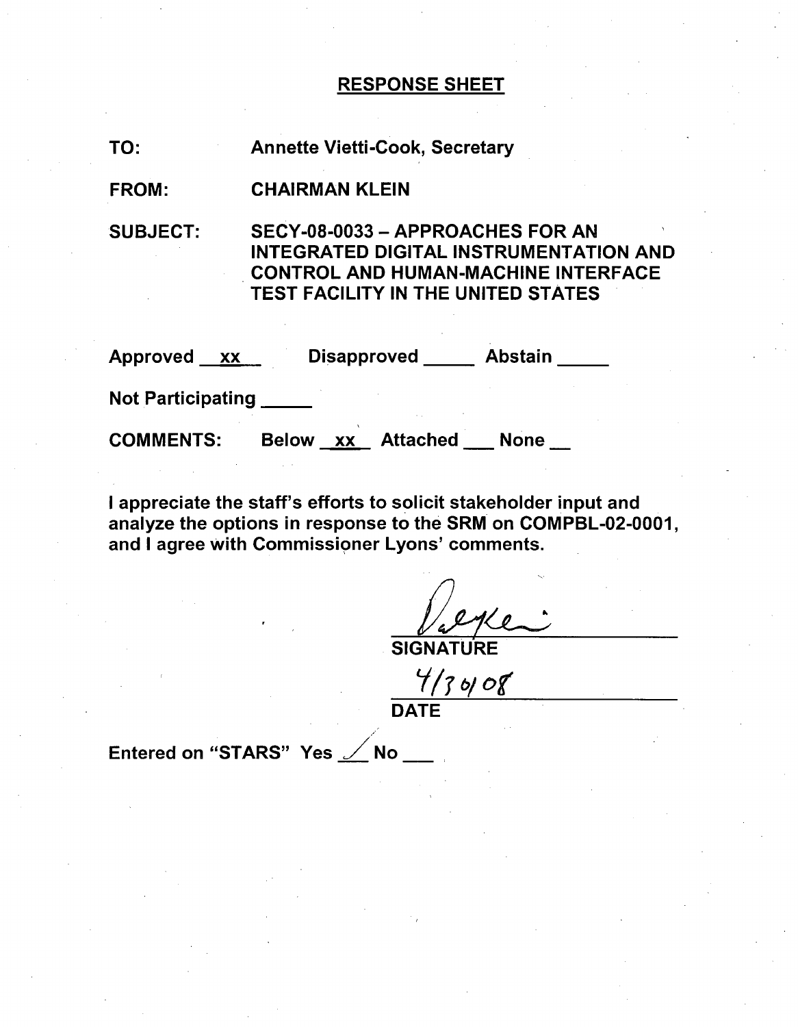## RESPONSE SHEET

TO: Annette Vietti-Cook, Secretary

FROM: CHAIRMAN KLEIN

SUBJECT: SECY-08-0033 – APPROACHES FOR AN INTEGRATED DIGITAL INSTRUMENTATION AND CONTROL AND HUMAN-MACHINE INTERFACE TEST FACILITY IN THE UNITED STATES

Approved __xx__ Disapproved _____ Abstain _____

Not Participating _____

COMMENTS: Below _xx_ Attached ___ None __

I appreciate the staff's efforts to solicit stakeholder input and analyze the options in response to the SRM on COMPBL-02-0001, and I agree with Commissioner Lyons' comments.

SIGNATURE

4/30/08

DATE

Entered on "STARS" Yes ✓ No ___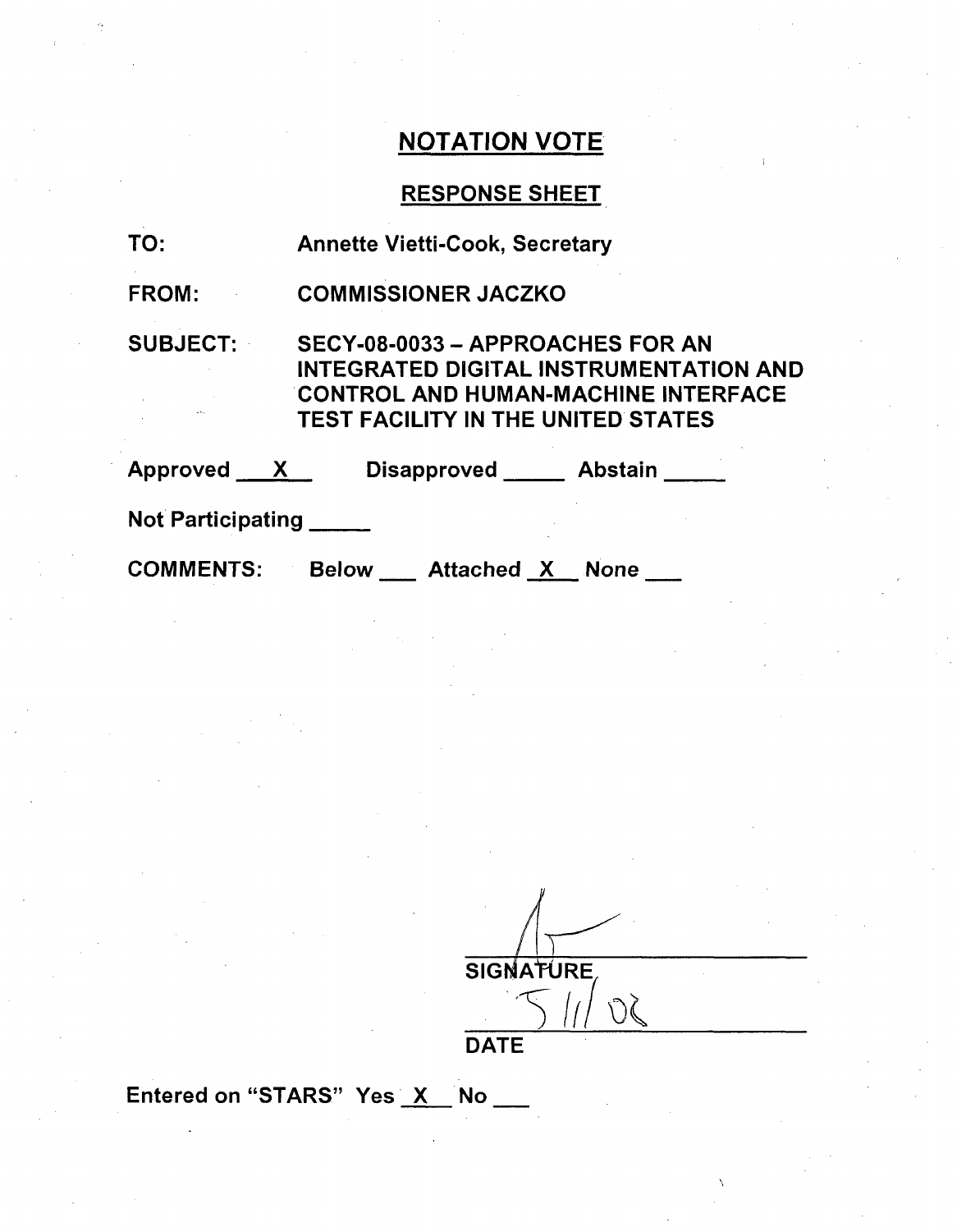## NOTATION VOTE

### RESPONSE SHEET

TO: Annette Vietti-Cook, Secretary

FROM: COMMISSIONER JACZKO

SUBJECT: SECY-08-0033 – APPROACHES FOR AN INTEGRATED DIGITAL INSTRUMENTATION AND CONTROL AND HUMAN-MACHINE INTERFACE TEST FACILITY IN THE UNITED STATES

Approved __X__ Disapproved _____ Abstain _____

Not Participating _____

COMMENTS: Below ___ Attached __X__ None ___

SIGNATURE

5/1/08

DATE

Entered on "STARS" Yes __X__ No ___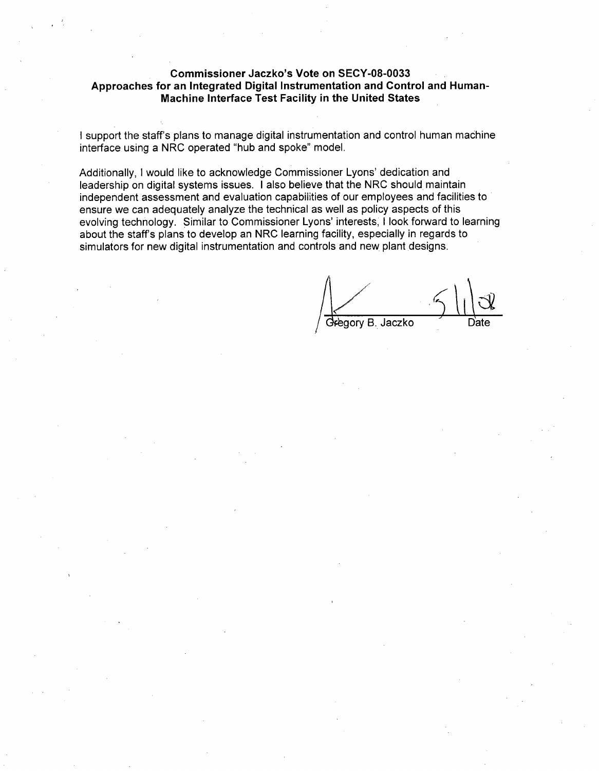**Commissioner Jaczko's Vote on SECY-08-0033**
**Approaches for an Integrated Digital Instrumentation and Control and Human-Machine Interface Test Facility in the United States**

I support the staff's plans to manage digital instrumentation and control human machine interface using a NRC operated "hub and spoke" model.

Additionally, I would like to acknowledge Commissioner Lyons' dedication and leadership on digital systems issues. I also believe that the NRC should maintain independent assessment and evaluation capabilities of our employees and facilities to ensure we can adequately analyze the technical as well as policy aspects of this evolving technology. Similar to Commissioner Lyons' interests, I look forward to learning about the staff's plans to develop an NRC learning facility, especially in regards to simulators for new digital instrumentation and controls and new plant designs.

Gregory B. Jaczko    5/1/08
Date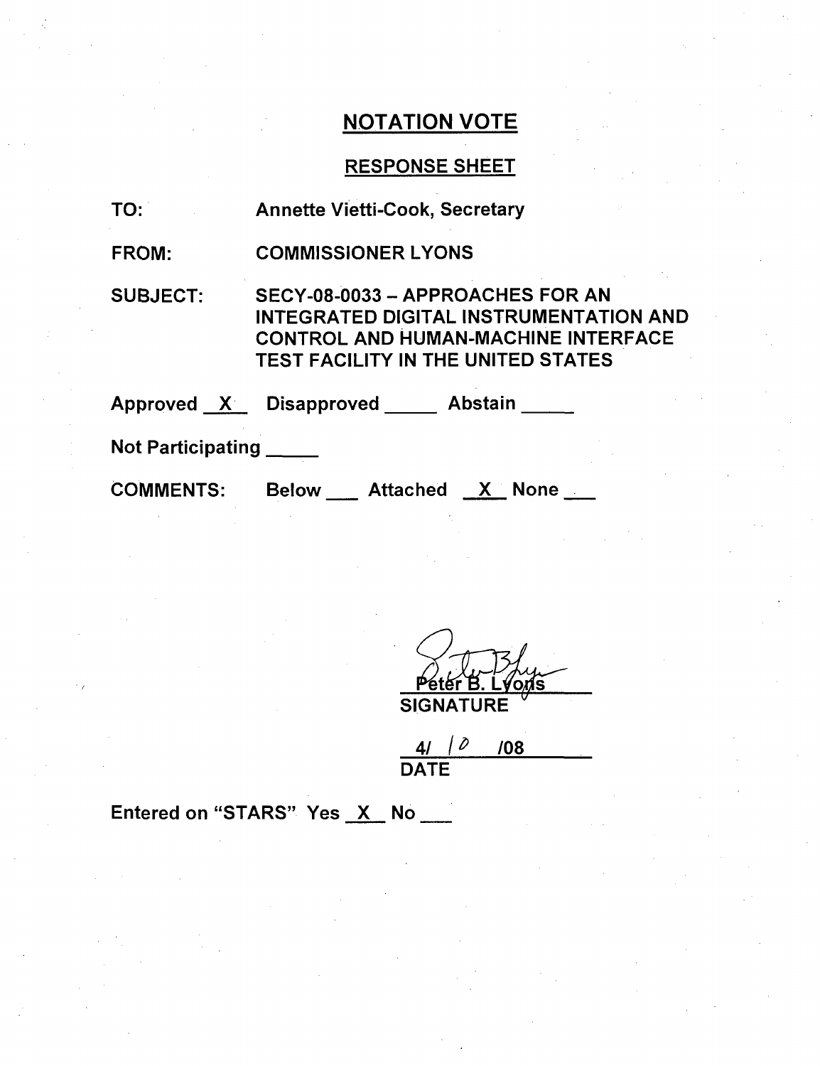# NOTATION VOTE

## RESPONSE SHEET

TO: Annette Vietti-Cook, Secretary

FROM: COMMISSIONER LYONS

SUBJECT: SECY-08-0033 – APPROACHES FOR AN INTEGRATED DIGITAL INSTRUMENTATION AND CONTROL AND HUMAN-MACHINE INTERFACE TEST FACILITY IN THE UNITED STATES

Approved _X_ Disapproved ____ Abstain ____

Not Participating ____

COMMENTS: Below ___ Attached _X_ None ___

Peter B. Lyons
SIGNATURE

4/ 10 /08
DATE

Entered on "STARS" Yes _X_ No ___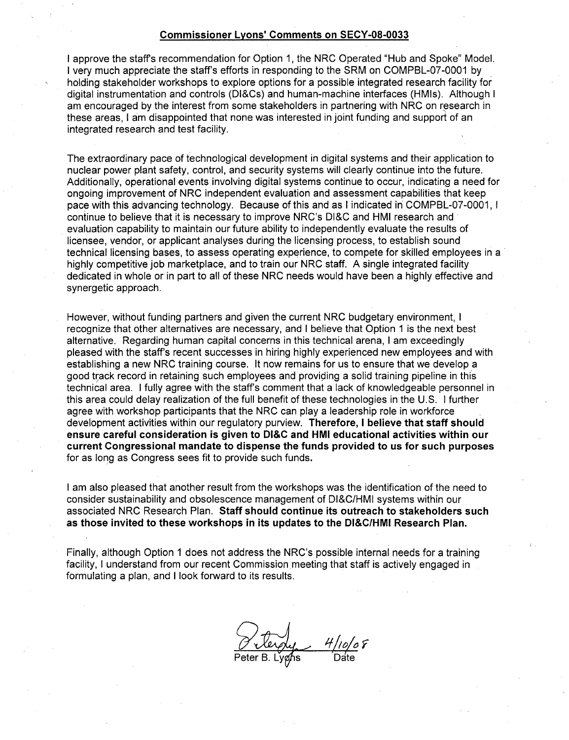## Commissioner Lyons' Comments on SECY-08-0033

I approve the staff's recommendation for Option 1, the NRC Operated "Hub and Spoke" Model. I very much appreciate the staff's efforts in responding to the SRM on COMPBL-07-0001 by holding stakeholder workshops to explore options for a possible integrated research facility for digital instrumentation and controls (DI&Cs) and human-machine interfaces (HMIs). Although I am encouraged by the interest from some stakeholders in partnering with NRC on research in these areas, I am disappointed that none was interested in joint funding and support of an integrated research and test facility.

The extraordinary pace of technological development in digital systems and their application to nuclear power plant safety, control, and security systems will clearly continue into the future. Additionally, operational events involving digital systems continue to occur, indicating a need for ongoing improvement of NRC independent evaluation and assessment capabilities that keep pace with this advancing technology. Because of this and as I indicated in COMPBL-07-0001, I continue to believe that it is necessary to improve NRC's DI&C and HMI research and evaluation capability to maintain our future ability to independently evaluate the results of licensee, vendor, or applicant analyses during the licensing process, to establish sound technical licensing bases, to assess operating experience, to compete for skilled employees in a highly competitive job marketplace, and to train our NRC staff. A single integrated facility dedicated in whole or in part to all of these NRC needs would have been a highly effective and synergetic approach.

However, without funding partners and given the current NRC budgetary environment, I recognize that other alternatives are necessary, and I believe that Option 1 is the next best alternative. Regarding human capital concerns in this technical arena, I am exceedingly pleased with the staff's recent successes in hiring highly experienced new employees and with establishing a new NRC training course. It now remains for us to ensure that we develop a good track record in retaining such employees and providing a solid training pipeline in this technical area. I fully agree with the staff's comment that a lack of knowledgeable personnel in this area could delay realization of the full benefit of these technologies in the U.S. I further agree with workshop participants that the NRC can play a leadership role in workforce development activities within our regulatory purview. **Therefore, I believe that staff should ensure careful consideration is given to DI&C and HMI educational activities within our current Congressional mandate to dispense the funds provided to us for such purposes** for as long as Congress sees fit to provide such funds.

I am also pleased that another result from the workshops was the identification of the need to consider sustainability and obsolescence management of DI&C/HMI systems within our associated NRC Research Plan. **Staff should continue its outreach to stakeholders such as those invited to these workshops in its updates to the DI&C/HMI Research Plan.**

Finally, although Option 1 does not address the NRC's possible internal needs for a training facility, I understand from our recent Commission meeting that staff is actively engaged in formulating a plan, and I look forward to its results.

Peter B. Lyons — 4/10/08

Date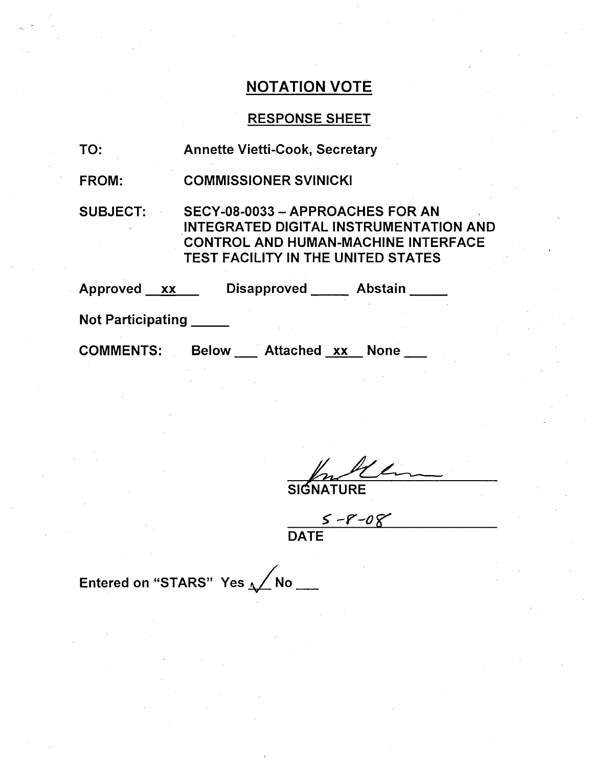# NOTATION VOTE

## RESPONSE SHEET

TO: Annette Vietti-Cook, Secretary

FROM: COMMISSIONER SVINICKI

SUBJECT: SECY-08-0033 – APPROACHES FOR AN INTEGRATED DIGITAL INSTRUMENTATION AND CONTROL AND HUMAN-MACHINE INTERFACE TEST FACILITY IN THE UNITED STATES

Approved __xx__ Disapproved _____ Abstain _____

Not Participating _____

COMMENTS: Below ___ Attached __xx__ None ___

SIGNATURE

5-8-08

DATE

Entered on "STARS" Yes ✓ No ___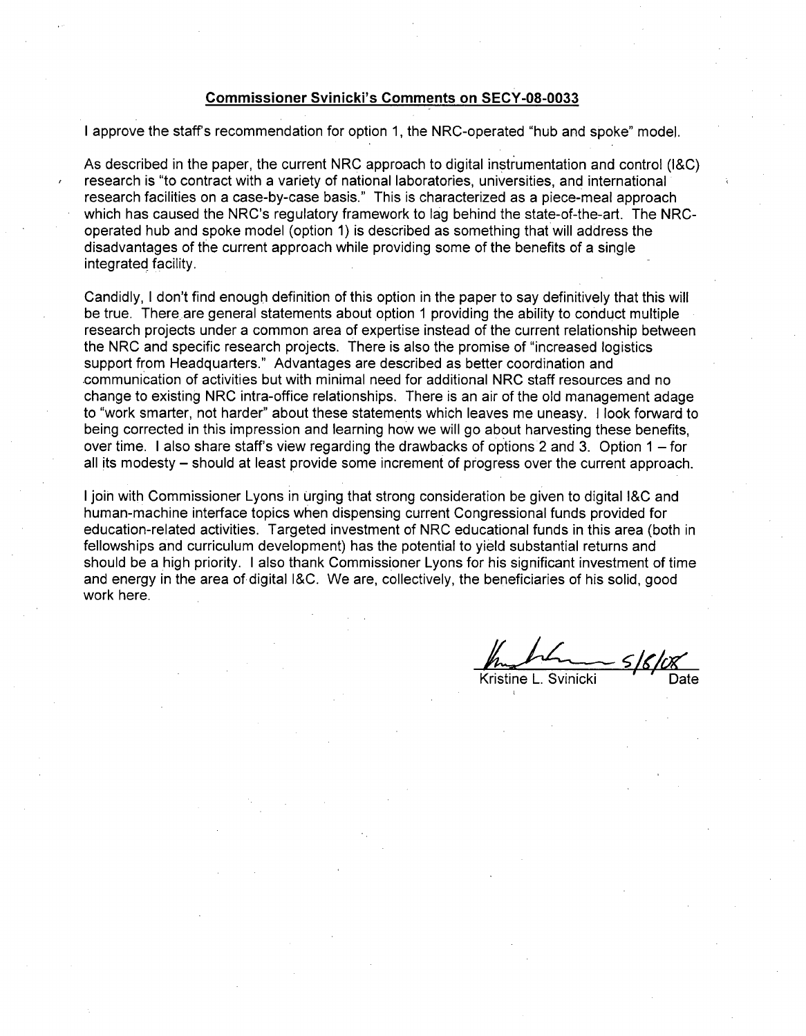**Commissioner Svinicki's Comments on SECY-08-0033**

I approve the staff's recommendation for option 1, the NRC-operated "hub and spoke" model.

As described in the paper, the current NRC approach to digital instrumentation and control (I&C) research is "to contract with a variety of national laboratories, universities, and international research facilities on a case-by-case basis." This is characterized as a piece-meal approach which has caused the NRC's regulatory framework to lag behind the state-of-the-art. The NRC-operated hub and spoke model (option 1) is described as something that will address the disadvantages of the current approach while providing some of the benefits of a single integrated facility.

Candidly, I don't find enough definition of this option in the paper to say definitively that this will be true. There are general statements about option 1 providing the ability to conduct multiple research projects under a common area of expertise instead of the current relationship between the NRC and specific research projects. There is also the promise of "increased logistics support from Headquarters." Advantages are described as better coordination and communication of activities but with minimal need for additional NRC staff resources and no change to existing NRC intra-office relationships. There is an air of the old management adage to "work smarter, not harder" about these statements which leaves me uneasy. I look forward to being corrected in this impression and learning how we will go about harvesting these benefits, over time. I also share staff's view regarding the drawbacks of options 2 and 3. Option 1 – for all its modesty – should at least provide some increment of progress over the current approach.

I join with Commissioner Lyons in urging that strong consideration be given to digital I&C and human-machine interface topics when dispensing current Congressional funds provided for education-related activities. Targeted investment of NRC educational funds in this area (both in fellowships and curriculum development) has the potential to yield substantial returns and should be a high priority. I also thank Commissioner Lyons for his significant investment of time and energy in the area of digital I&C. We are, collectively, the beneficiaries of his solid, good work here.

5/6/08

Kristine L. Svinicki Date